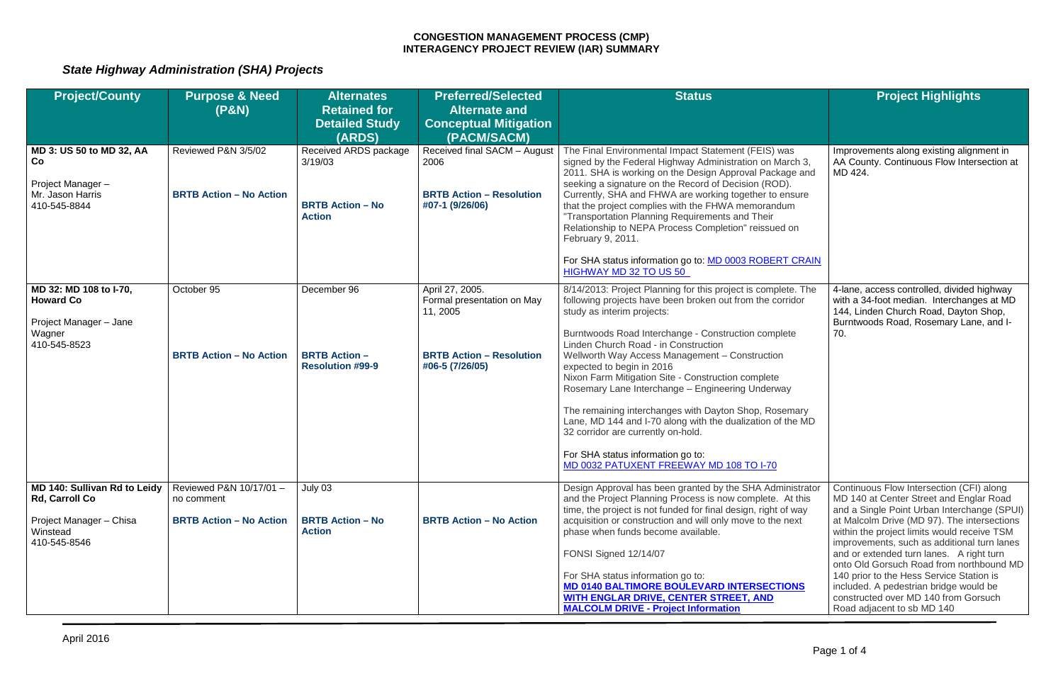# CONGESTION MANAGEMENT PROCESS (CMP)
# INTERAGENCY PROJECT REVIEW (IAR) SUMMARY

## *State Highway Administration (SHA) Projects*

| Project/County | Purpose & Need (P&N) | Alternates Retained for Detailed Study (ARDS) | Preferred/Selected Alternate and Conceptual Mitigation (PACM/SACM) | Status | Project Highlights |
|---|---|---|---|---|---|
| **MD 3: US 50 to MD 32, AA Co**<br><br>Project Manager – Mr. Jason Harris 410-545-8844 | Reviewed P&N 3/5/02<br><br>**BRTB Action – No Action** | Received ARDS package 3/19/03<br><br>**BRTB Action – No Action** | Received final SACM – August 2006<br><br>**BRTB Action – Resolution #07-1 (9/26/06)** | The Final Environmental Impact Statement (FEIS) was signed by the Federal Highway Administration on March 3, 2011. SHA is working on the Design Approval Package and seeking a signature on the Record of Decision (ROD). Currently, SHA and FHWA are working together to ensure that the project complies with the FHWA memorandum "Transportation Planning Requirements and Their Relationship to NEPA Process Completion" reissued on February 9, 2011.<br><br>For SHA status information go to: MD 0003 ROBERT CRAIN HIGHWAY MD 32 TO US 50 | Improvements along existing alignment in AA County. Continuous Flow Intersection at MD 424. |
| **MD 32: MD 108 to I-70, Howard Co**<br><br>Project Manager – Jane Wagner 410-545-8523 | October 95<br><br>**BRTB Action – No Action** | December 96<br><br>**BRTB Action – Resolution #99-9** | April 27, 2005. Formal presentation on May 11, 2005<br><br>**BRTB Action – Resolution #06-5 (7/26/05)** | 8/14/2013: Project Planning for this project is complete. The following projects have been broken out from the corridor study as interim projects:<br><br>Burntwoods Road Interchange - Construction complete<br>Linden Church Road - in Construction<br>Wellworth Way Access Management – Construction expected to begin in 2016<br>Nixon Farm Mitigation Site - Construction complete<br>Rosemary Lane Interchange – Engineering Underway<br><br>The remaining interchanges with Dayton Shop, Rosemary Lane, MD 144 and I-70 along with the dualization of the MD 32 corridor are currently on-hold.<br><br>For SHA status information go to: MD 0032 PATUXENT FREEWAY MD 108 TO I-70 | 4-lane, access controlled, divided highway with a 34-foot median. Interchanges at MD 144, Linden Church Road, Dayton Shop, Burntwoods Road, Rosemary Lane, and I-70. |
| **MD 140: Sullivan Rd to Leidy Rd, Carroll Co**<br><br>Project Manager – Chisa Winstead 410-545-8546 | Reviewed P&N 10/17/01 – no comment<br><br>**BRTB Action – No Action** | July 03<br><br>**BRTB Action – No Action** | **BRTB Action – No Action** | Design Approval has been granted by the SHA Administrator and the Project Planning Process is now complete. At this time, the project is not funded for final design, right of way acquisition or construction and will only move to the next phase when funds become available.<br><br>FONSI Signed 12/14/07<br><br>For SHA status information go to: **MD 0140 BALTIMORE BOULEVARD INTERSECTIONS WITH ENGLAR DRIVE, CENTER STREET, AND MALCOLM DRIVE - Project Information** | Continuous Flow Intersection (CFI) along MD 140 at Center Street and Englar Road and a Single Point Urban Interchange (SPUI) at Malcolm Drive (MD 97). The intersections within the project limits would receive TSM improvements, such as additional turn lanes and or extended turn lanes. A right turn onto Old Gorsuch Road from northbound MD 140 prior to the Hess Service Station is included. A pedestrian bridge would be constructed over MD 140 from Gorsuch Road adjacent to sb MD 140 |

April 2016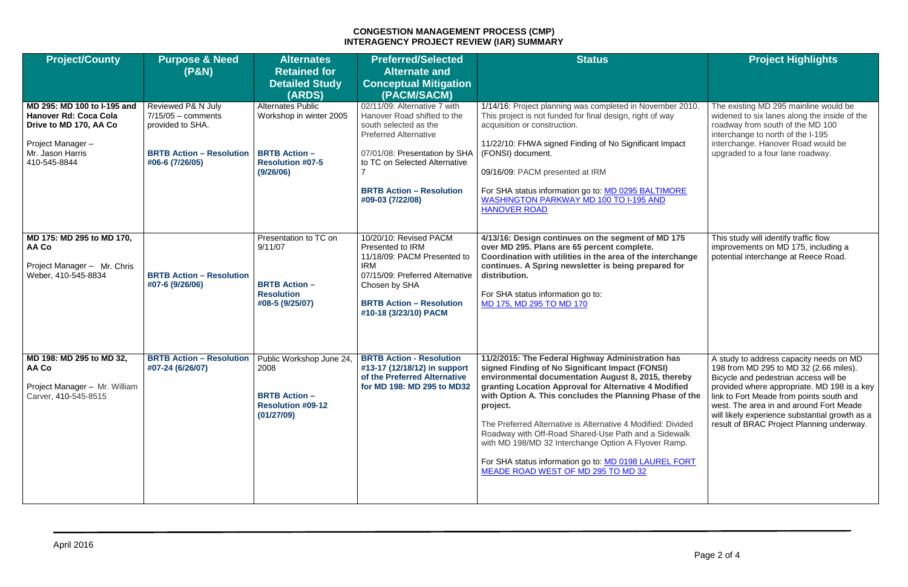# CONGESTION MANAGEMENT PROCESS (CMP)
## INTERAGENCY PROJECT REVIEW (IAR) SUMMARY

| Project/County | Purpose & Need (P&N) | Alternates Retained for Detailed Study (ARDS) | Preferred/Selected Alternate and Conceptual Mitigation (PACM/SACM) | Status | Project Highlights |
|---|---|---|---|---|---|
| **MD 295: MD 100 to I-195 and Hanover Rd: Coca Cola Drive to MD 170, AA Co**<br><br>Project Manager – Mr. Jason Harris 410-545-8844 | Reviewed P& N July 7/15/05 – comments provided to SHA.<br><br>**BRTB Action – Resolution #06-6 (7/26/05)** | Alternates Public Workshop in winter 2005<br><br>**BRTB Action – Resolution #07-5 (9/26/06)** | 02/11/09: Alternative 7 with Hanover Road shifted to the south selected as the Preferred Alternative<br><br>07/01/08: Presentation by SHA to TC on Selected Alternative 7<br><br>**BRTB Action – Resolution #09-03 (7/22/08)** | 1/14/16: Project planning was completed in November 2010. This project is not funded for final design, right of way acquisition or construction.<br><br>11/22/10: FHWA signed Finding of No Significant Impact (FONSI) document.<br><br>09/16/09: PACM presented at IRM<br><br>For SHA status information go to: MD 0295 BALTIMORE WASHINGTON PARKWAY MD 100 TO I-195 AND HANOVER ROAD | The existing MD 295 mainline would be widened to six lanes along the inside of the roadway from south of the MD 100 interchange to north of the I-195 interchange. Hanover Road would be upgraded to a four lane roadway. |
| **MD 175: MD 295 to MD 170, AA Co**<br><br>Project Manager – Mr. Chris Weber, 410-545-8834 | **BRTB Action – Resolution #07-6 (9/26/06)** | Presentation to TC on 9/11/07<br><br>**BRTB Action – Resolution #08-5 (9/25/07)** | 10/20/10: Revised PACM Presented to IRM<br>11/18/09: PACM Presented to IRM<br>07/15/09: Preferred Alternative Chosen by SHA<br><br>**BRTB Action – Resolution #10-18 (3/23/10) PACM** | **4/13/16: Design continues on the segment of MD 175 over MD 295. Plans are 65 percent complete. Coordination with utilities in the area of the interchange continues. A Spring newsletter is being prepared for distribution.**<br><br>For SHA status information go to: MD 175, MD 295 TO MD 170 | This study will identify traffic flow improvements on MD 175, including a potential interchange at Reece Road. |
| **MD 198: MD 295 to MD 32, AA Co**<br><br>Project Manager – Mr. William Carver, 410-545-8515 | **BRTB Action – Resolution #07-24 (6/26/07)** | Public Workshop June 24, 2008<br><br>**BRTB Action – Resolution #09-12 (01/27/09)** | **BRTB Action - Resolution #13-17 (12/18/12) in support of the Preferred Alternative for MD 198: MD 295 to MD32** | **11/2/2015: The Federal Highway Administration has signed Finding of No Significant Impact (FONSI) environmental documentation August 8, 2015, thereby granting Location Approval for Alternative 4 Modified with Option A. This concludes the Planning Phase of the project.**<br><br>The Preferred Alternative is Alternative 4 Modified: Divided Roadway with Off-Road Shared-Use Path and a Sidewalk with MD 198/MD 32 Interchange Option A Flyover Ramp.<br><br>For SHA status information go to: MD 0198 LAUREL FORT MEADE ROAD WEST OF MD 295 TO MD 32 | A study to address capacity needs on MD 198 from MD 295 to MD 32 (2.66 miles). Bicycle and pedestrian access will be provided where appropriate. MD 198 is a key link to Fort Meade from points south and west. The area in and around Fort Meade will likely experience substantial growth as a result of BRAC Project Planning underway. |

April 2016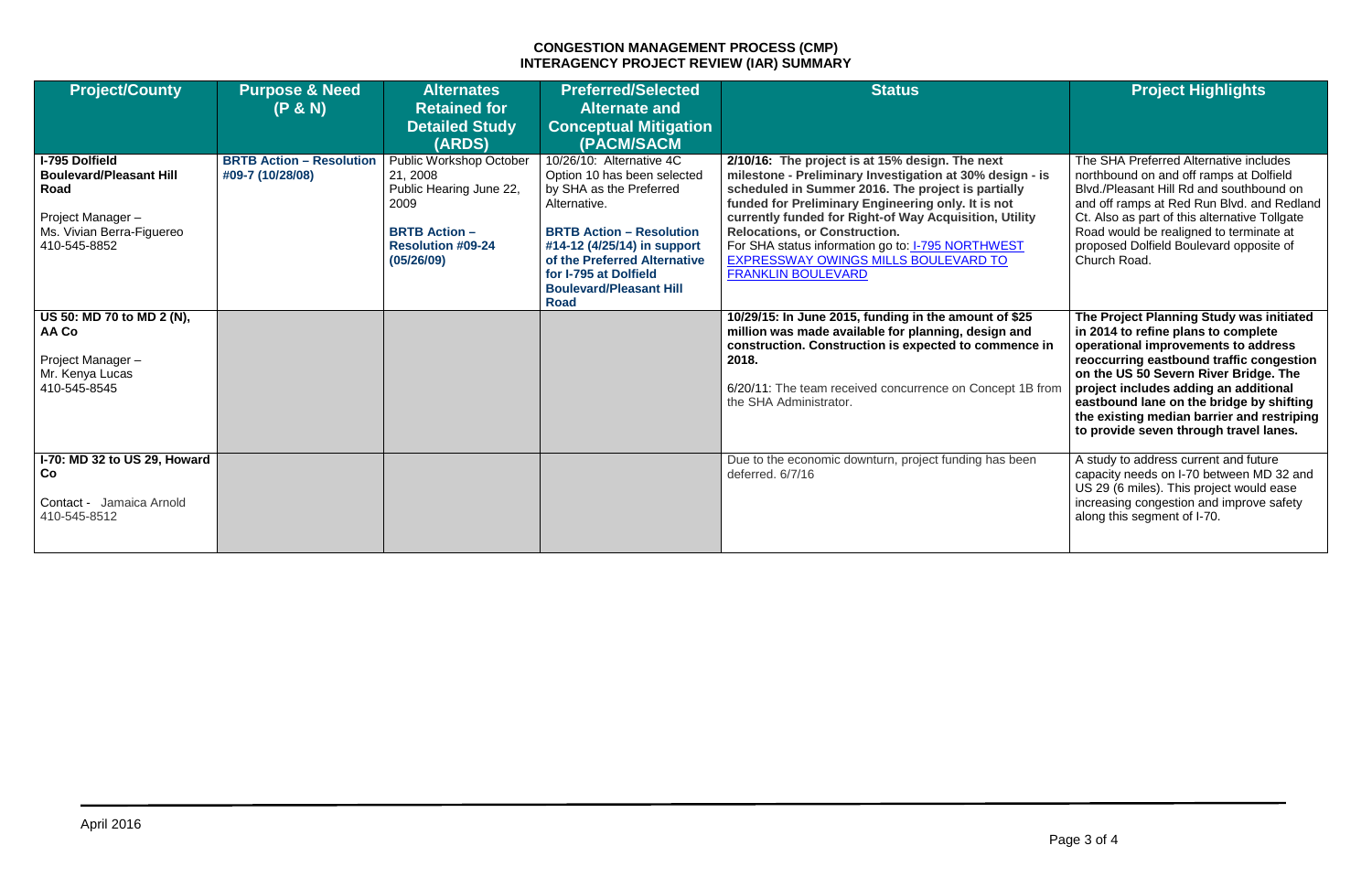# CONGESTION MANAGEMENT PROCESS (CMP)
## INTERAGENCY PROJECT REVIEW (IAR) SUMMARY

| Project/County | Purpose & Need (P & N) | Alternates Retained for Detailed Study (ARDS) | Preferred/Selected Alternate and Conceptual Mitigation (PACM/SACM | Status | Project Highlights |
|---|---|---|---|---|---|
| **I-795 Dolfield Boulevard/Pleasant Hill Road**<br><br>Project Manager – Ms. Vivian Berra-Figuereo 410-545-8852 | **BRTB Action – Resolution #09-7 (10/28/08)** | Public Workshop October 21, 2008 Public Hearing June 22, 2009<br><br>**BRTB Action – Resolution #09-24 (05/26/09)** | 10/26/10: Alternative 4C Option 10 has been selected by SHA as the Preferred Alternative.<br><br>**BRTB Action – Resolution #14-12 (4/25/14) in support of the Preferred Alternative for I-795 at Dolfield Boulevard/Pleasant Hill Road** | **2/10/16: The project is at 15% design. The next milestone - Preliminary Investigation at 30% design - is scheduled in Summer 2016. The project is partially funded for Preliminary Engineering only. It is not currently funded for Right-of Way Acquisition, Utility Relocations, or Construction.**<br>For SHA status information go to: I-795 NORTHWEST EXPRESSWAY OWINGS MILLS BOULEVARD TO FRANKLIN BOULEVARD | The SHA Preferred Alternative includes northbound on and off ramps at Dolfield Blvd./Pleasant Hill Rd and southbound on and off ramps at Red Run Blvd. and Redland Ct. Also as part of this alternative Tollgate Road would be realigned to terminate at proposed Dolfield Boulevard opposite of Church Road. |
| **US 50: MD 70 to MD 2 (N), AA Co**<br><br>Project Manager – Mr. Kenya Lucas 410-545-8545 | | | | **10/29/15: In June 2015, funding in the amount of $25 million was made available for planning, design and construction. Construction is expected to commence in 2018.**<br><br>6/20/11: The team received concurrence on Concept 1B from the SHA Administrator. | **The Project Planning Study was initiated in 2014 to refine plans to complete operational improvements to address reoccurring eastbound traffic congestion on the US 50 Severn River Bridge. The project includes adding an additional eastbound lane on the bridge by shifting the existing median barrier and restriping to provide seven through travel lanes.** |
| **I-70: MD 32 to US 29, Howard Co**<br><br>Contact - Jamaica Arnold 410-545-8512 | | | | Due to the economic downturn, project funding has been deferred. 6/7/16 | A study to address current and future capacity needs on I-70 between MD 32 and US 29 (6 miles). This project would ease increasing congestion and improve safety along this segment of I-70. |

April 2016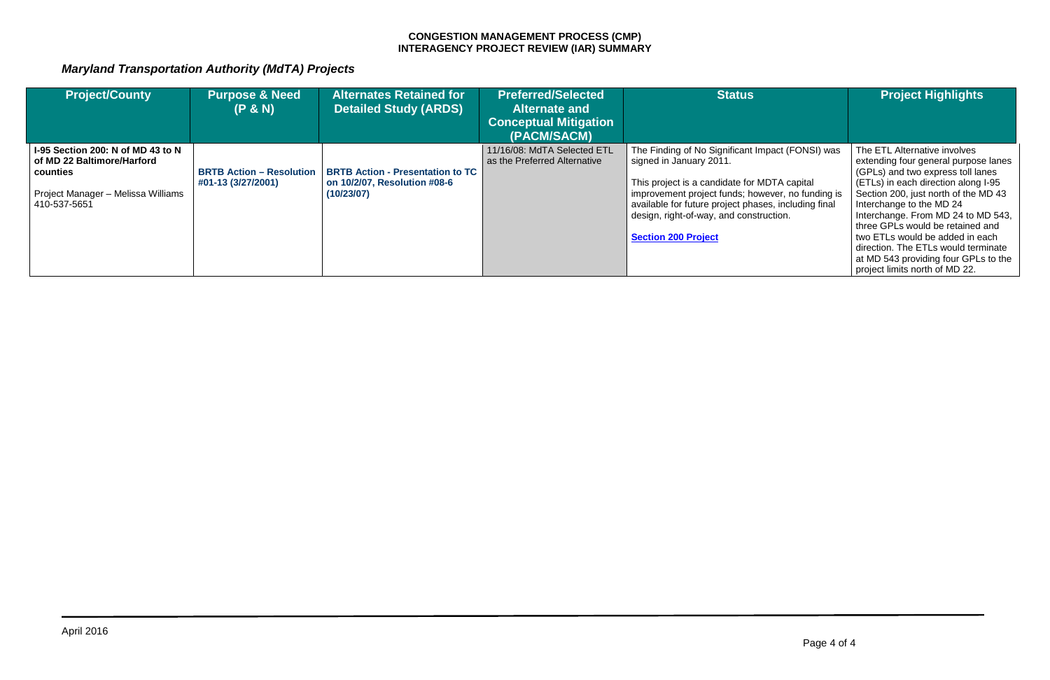**CONGESTION MANAGEMENT PROCESS (CMP)**
**INTERAGENCY PROJECT REVIEW (IAR) SUMMARY**

## *Maryland Transportation Authority (MdTA) Projects*

| Project/County | Purpose & Need (P & N) | Alternates Retained for Detailed Study (ARDS) | Preferred/Selected Alternate and Conceptual Mitigation (PACM/SACM) | Status | Project Highlights |
|---|---|---|---|---|---|
| **I-95 Section 200: N of MD 43 to N of MD 22 Baltimore/Harford counties**<br><br>Project Manager – Melissa Williams 410-537-5651 | **BRTB Action – Resolution #01-13 (3/27/2001)** | **BRTB Action - Presentation to TC on 10/2/07, Resolution #08-6 (10/23/07)** | 11/16/08: MdTA Selected ETL as the Preferred Alternative | The Finding of No Significant Impact (FONSI) was signed in January 2011.<br><br>This project is a candidate for MDTA capital improvement project funds; however, no funding is available for future project phases, including final design, right-of-way, and construction.<br><br>**Section 200 Project** | The ETL Alternative involves extending four general purpose lanes (GPLs) and two express toll lanes (ETLs) in each direction along I-95 Section 200, just north of the MD 43 Interchange to the MD 24 Interchange. From MD 24 to MD 543, three GPLs would be retained and two ETLs would be added in each direction. The ETLs would terminate at MD 543 providing four GPLs to the project limits north of MD 22. |

April 2016